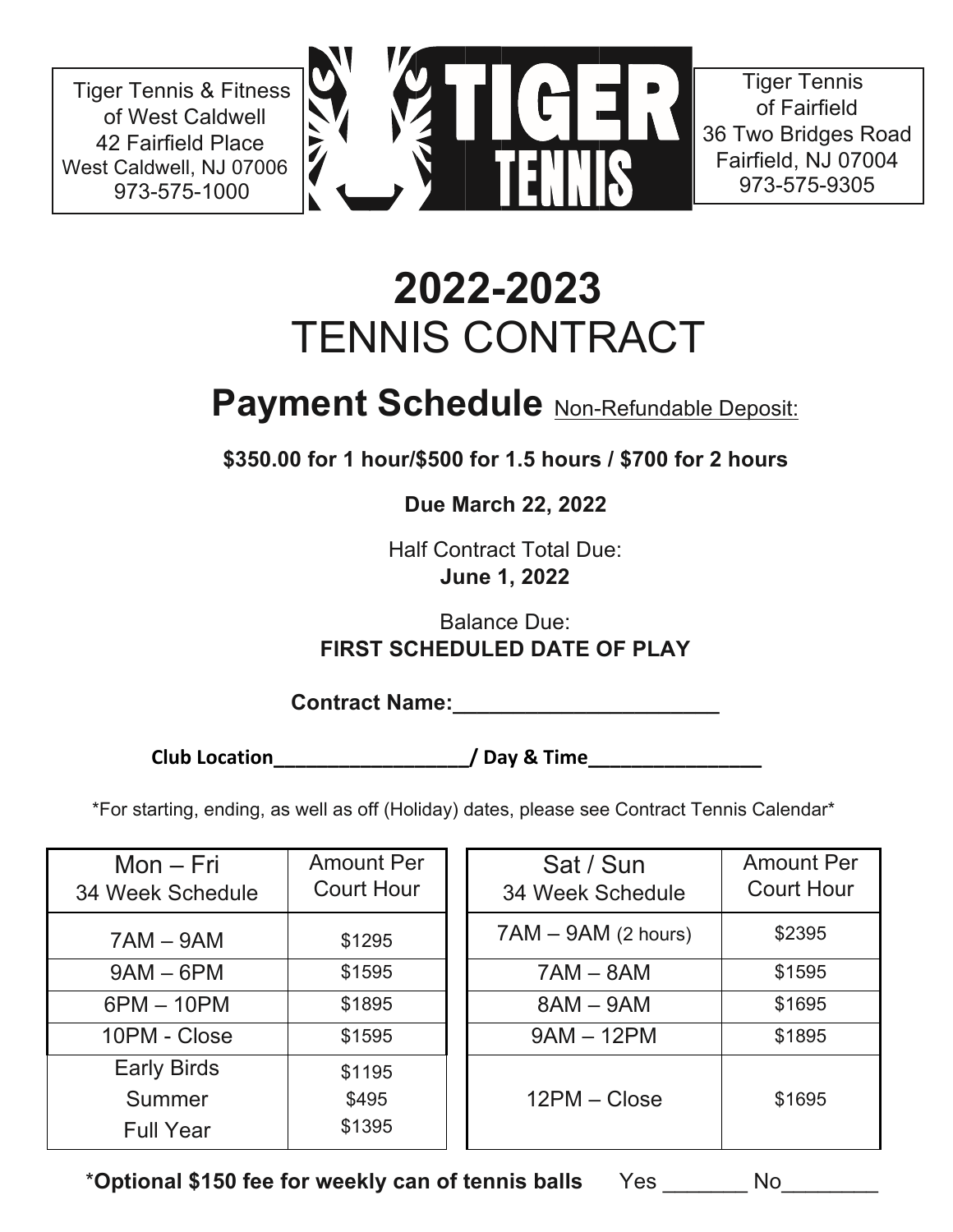Tiger Tennis & Fitness
of West Caldwell
42 Fairfield Place
West Caldwell, NJ 07006
973-575-1000

TIGER TENNIS

Tiger Tennis
of Fairfield
36 Two Bridges Road
Fairfield, NJ 07004
973-575-9305

# 2022-2023
# TENNIS CONTRACT

## Payment Schedule <u>Non-Refundable Deposit:</u>

**$350.00 for 1 hour/$500 for 1.5 hours / $700 for 2 hours**

**Due March 22, 2022**

Half Contract Total Due:
**June 1, 2022**

Balance Due:
**FIRST SCHEDULED DATE OF PLAY**

**Contract Name:_______________________**

**Club Location___________________/ Day & Time________________**

*For starting, ending, as well as off (Holiday) dates, please see Contract Tennis Calendar*

| Mon – Fri 34 Week Schedule | Amount Per Court Hour |
|---|---|
| 7AM – 9AM | $1295 |
| 9AM – 6PM | $1595 |
| 6PM – 10PM | $1895 |
| 10PM - Close | $1595 |
| Early Birds | $1195 |
| Summer | $495 |
| Full Year | $1395 |

| Sat / Sun 34 Week Schedule | Amount Per Court Hour |
|---|---|
| 7AM – 9AM (2 hours) | $2395 |
| 7AM – 8AM | $1595 |
| 8AM – 9AM | $1695 |
| 9AM – 12PM | $1895 |
| 12PM – Close | $1695 |

***Optional $150 fee for weekly can of tennis balls** Yes _______ No________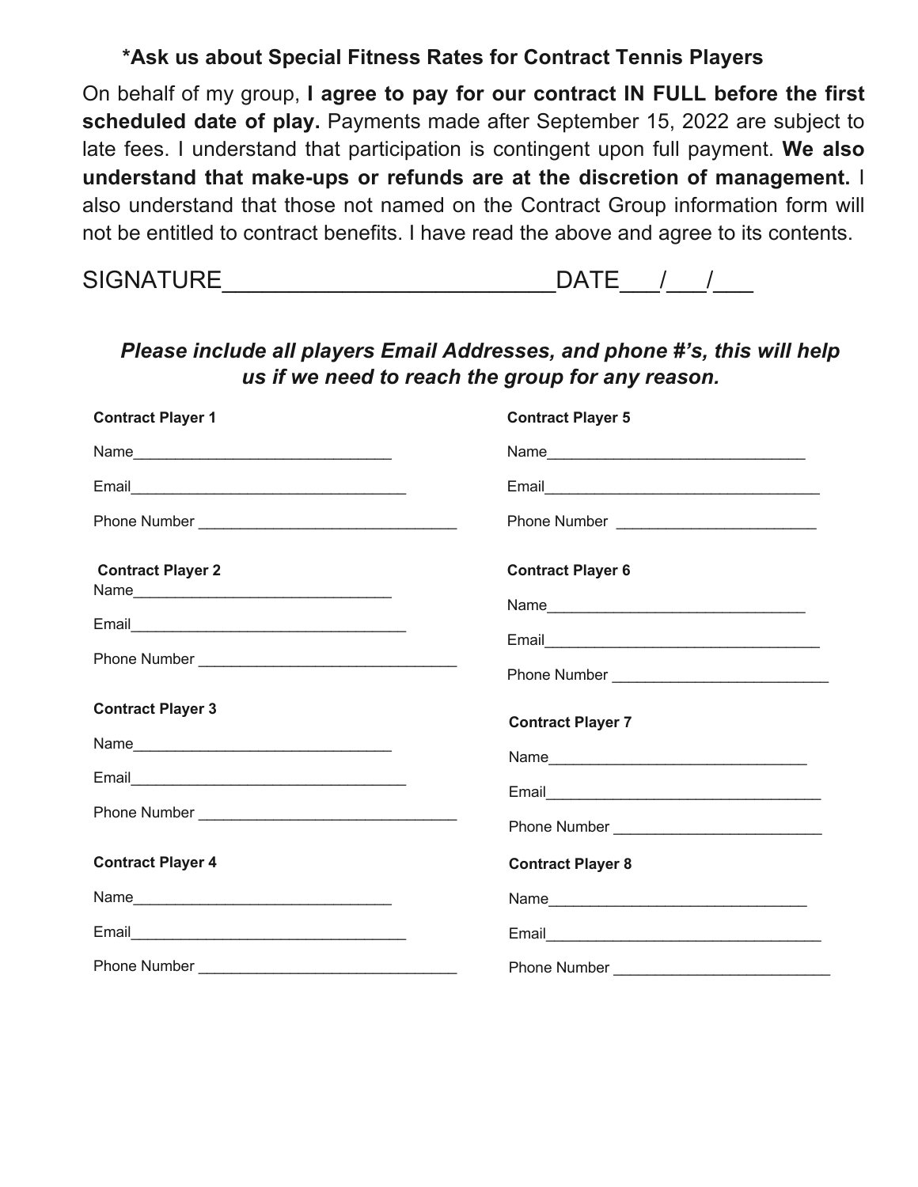**\*Ask us about Special Fitness Rates for Contract Tennis Players**

On behalf of my group, **I agree to pay for our contract IN FULL before the first scheduled date of play.** Payments made after September 15, 2022 are subject to late fees. I understand that participation is contingent upon full payment. **We also understand that make-ups or refunds are at the discretion of management.** I also understand that those not named on the Contract Group information form will not be entitled to contract benefits. I have read the above and agree to its contents.

SIGNATURE__________________________DATE___/___/___

***Please include all players Email Addresses, and phone #'s, this will help us if we need to reach the group for any reason.***

**Contract Player 1**

Name_______________________________

Email_________________________________

Phone Number _______________________________

**Contract Player 2**

Name_______________________________

Email_________________________________

Phone Number _______________________________

**Contract Player 3**

Name_______________________________

Email_________________________________

Phone Number _______________________________

**Contract Player 4**

Name_______________________________

Email_________________________________

Phone Number _______________________________

**Contract Player 5**

Name_______________________________

Email_________________________________

Phone Number ________________________

**Contract Player 6**

Name_______________________________

Email_________________________________

Phone Number __________________________

**Contract Player 7**

Name_______________________________

Email_________________________________

Phone Number _________________________

**Contract Player 8**

Name_______________________________

Email_________________________________

Phone Number __________________________